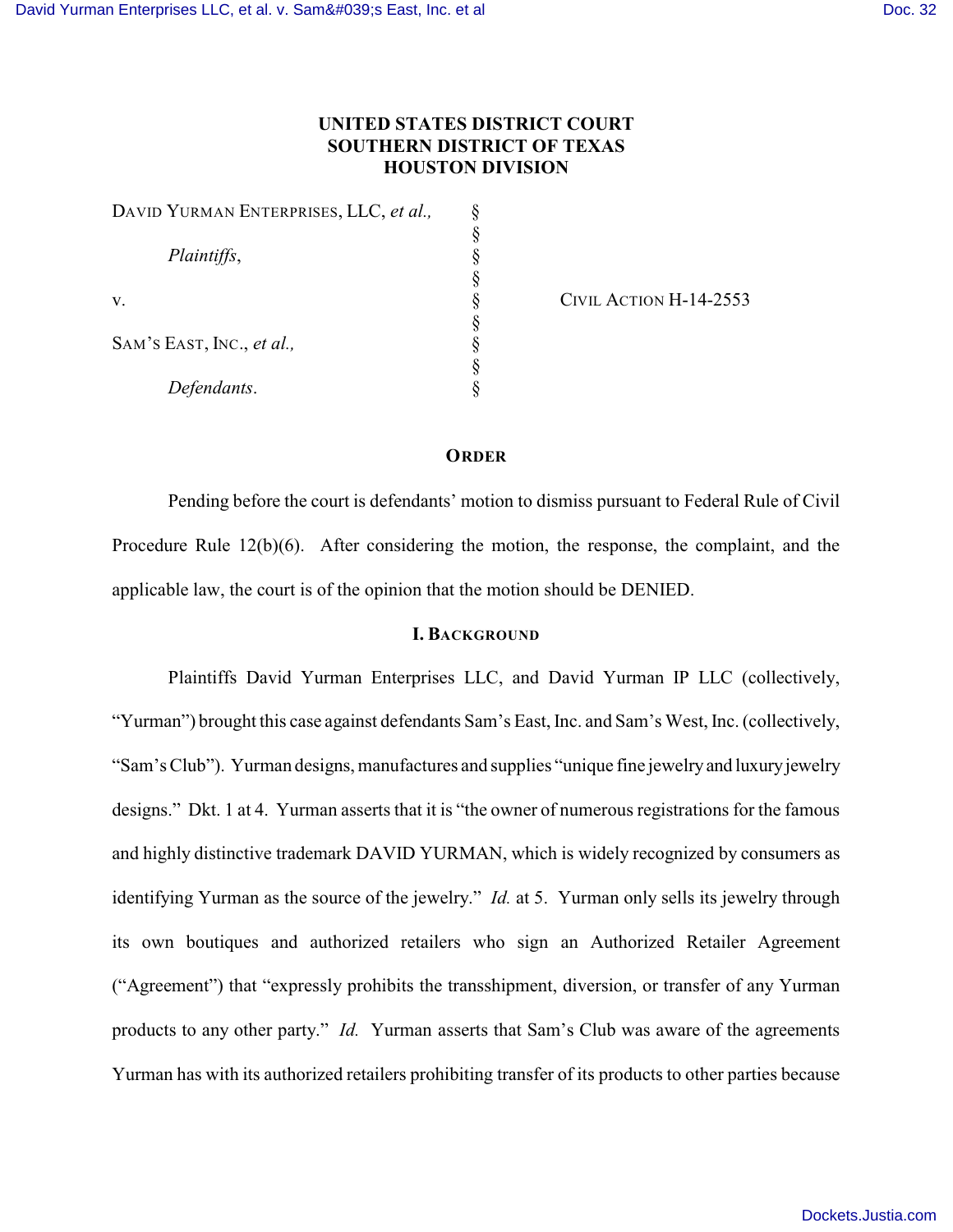**UNITED STATES DISTRICT COURT**
**SOUTHERN DISTRICT OF TEXAS**
**HOUSTON DIVISION**

| | | |
|---|---|---|
| DAVID YURMAN ENTERPRISES, LLC, *et al.,* | § | |
| | § | |
| *Plaintiffs*, | § | |
| | § | |
| v. | § | CIVIL ACTION H-14-2553 |
| | § | |
| SAM'S EAST, INC., *et al.,* | § | |
| | § | |
| *Defendants*. | § | |

## ORDER

Pending before the court is defendants' motion to dismiss pursuant to Federal Rule of Civil Procedure Rule 12(b)(6). After considering the motion, the response, the complaint, and the applicable law, the court is of the opinion that the motion should be DENIED.

## I. BACKGROUND

Plaintiffs David Yurman Enterprises LLC, and David Yurman IP LLC (collectively, "Yurman") brought this case against defendants Sam's East, Inc. and Sam's West, Inc. (collectively, "Sam's Club"). Yurman designs, manufactures and supplies "unique fine jewelry and luxury jewelry designs." Dkt. 1 at 4. Yurman asserts that it is "the owner of numerous registrations for the famous and highly distinctive trademark DAVID YURMAN, which is widely recognized by consumers as identifying Yurman as the source of the jewelry." *Id.* at 5. Yurman only sells its jewelry through its own boutiques and authorized retailers who sign an Authorized Retailer Agreement ("Agreement") that "expressly prohibits the transshipment, diversion, or transfer of any Yurman products to any other party." *Id.* Yurman asserts that Sam's Club was aware of the agreements Yurman has with its authorized retailers prohibiting transfer of its products to other parties because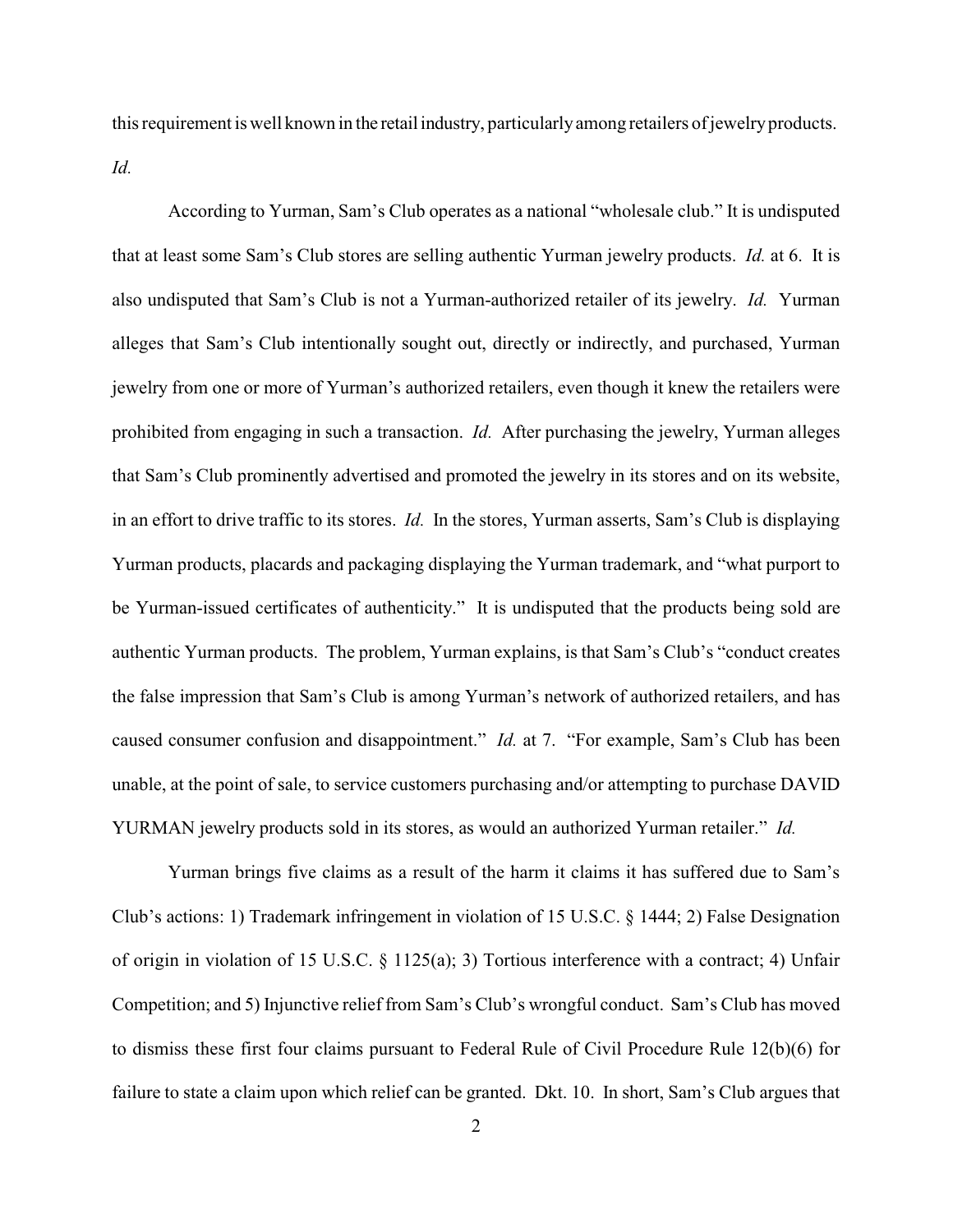this requirement is well known in the retail industry, particularly among retailers of jewelry products. *Id.*

According to Yurman, Sam's Club operates as a national "wholesale club." It is undisputed that at least some Sam's Club stores are selling authentic Yurman jewelry products. *Id.* at 6. It is also undisputed that Sam's Club is not a Yurman-authorized retailer of its jewelry. *Id.* Yurman alleges that Sam's Club intentionally sought out, directly or indirectly, and purchased, Yurman jewelry from one or more of Yurman's authorized retailers, even though it knew the retailers were prohibited from engaging in such a transaction. *Id.* After purchasing the jewelry, Yurman alleges that Sam's Club prominently advertised and promoted the jewelry in its stores and on its website, in an effort to drive traffic to its stores. *Id.* In the stores, Yurman asserts, Sam's Club is displaying Yurman products, placards and packaging displaying the Yurman trademark, and "what purport to be Yurman-issued certificates of authenticity." It is undisputed that the products being sold are authentic Yurman products. The problem, Yurman explains, is that Sam's Club's "conduct creates the false impression that Sam's Club is among Yurman's network of authorized retailers, and has caused consumer confusion and disappointment." *Id.* at 7. "For example, Sam's Club has been unable, at the point of sale, to service customers purchasing and/or attempting to purchase DAVID YURMAN jewelry products sold in its stores, as would an authorized Yurman retailer." *Id.*

Yurman brings five claims as a result of the harm it claims it has suffered due to Sam's Club's actions: 1) Trademark infringement in violation of 15 U.S.C. § 1444; 2) False Designation of origin in violation of 15 U.S.C. § 1125(a); 3) Tortious interference with a contract; 4) Unfair Competition; and 5) Injunctive relief from Sam's Club's wrongful conduct. Sam's Club has moved to dismiss these first four claims pursuant to Federal Rule of Civil Procedure Rule 12(b)(6) for failure to state a claim upon which relief can be granted. Dkt. 10. In short, Sam's Club argues that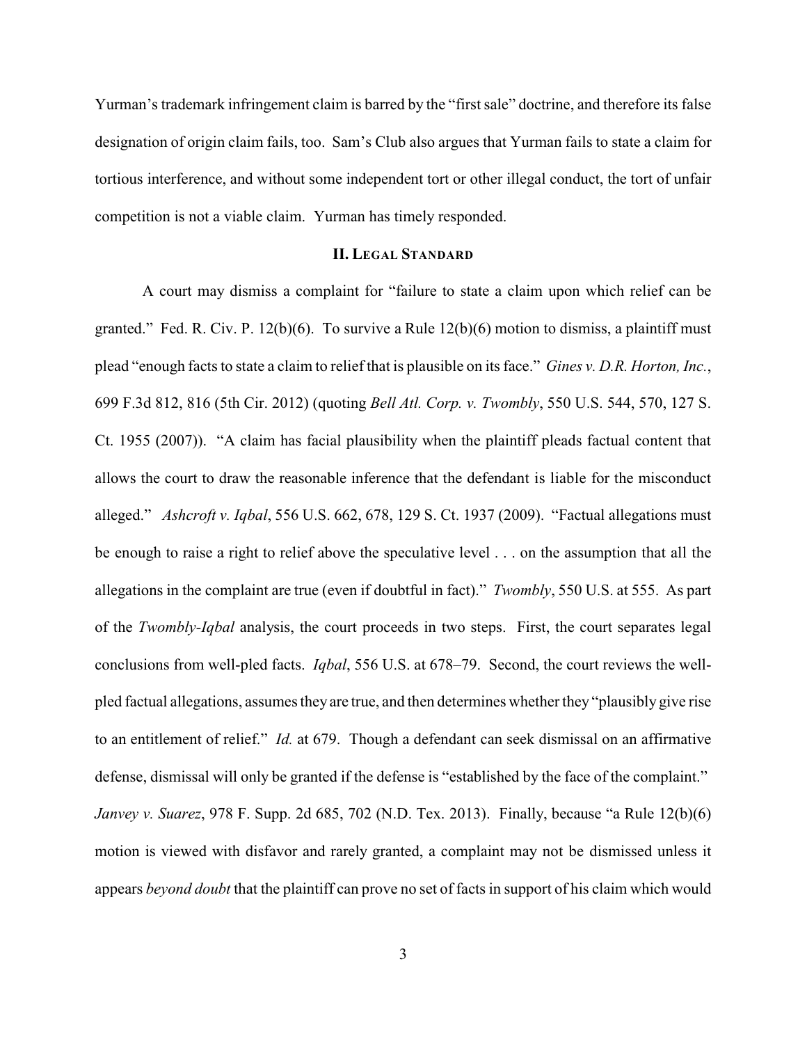Yurman's trademark infringement claim is barred by the "first sale" doctrine, and therefore its false designation of origin claim fails, too. Sam's Club also argues that Yurman fails to state a claim for tortious interference, and without some independent tort or other illegal conduct, the tort of unfair competition is not a viable claim. Yurman has timely responded.

## II. LEGAL STANDARD

A court may dismiss a complaint for "failure to state a claim upon which relief can be granted." Fed. R. Civ. P. 12(b)(6). To survive a Rule 12(b)(6) motion to dismiss, a plaintiff must plead "enough facts to state a claim to relief that is plausible on its face." *Gines v. D.R. Horton, Inc.*, 699 F.3d 812, 816 (5th Cir. 2012) (quoting *Bell Atl. Corp. v. Twombly*, 550 U.S. 544, 570, 127 S. Ct. 1955 (2007)). "A claim has facial plausibility when the plaintiff pleads factual content that allows the court to draw the reasonable inference that the defendant is liable for the misconduct alleged." *Ashcroft v. Iqbal*, 556 U.S. 662, 678, 129 S. Ct. 1937 (2009). "Factual allegations must be enough to raise a right to relief above the speculative level . . . on the assumption that all the allegations in the complaint are true (even if doubtful in fact)." *Twombly*, 550 U.S. at 555. As part of the *Twombly*-*Iqbal* analysis, the court proceeds in two steps. First, the court separates legal conclusions from well-pled facts. *Iqbal*, 556 U.S. at 678–79. Second, the court reviews the well-pled factual allegations, assumes they are true, and then determines whether they "plausibly give rise to an entitlement of relief." *Id.* at 679. Though a defendant can seek dismissal on an affirmative defense, dismissal will only be granted if the defense is "established by the face of the complaint." *Janvey v. Suarez*, 978 F. Supp. 2d 685, 702 (N.D. Tex. 2013). Finally, because "a Rule 12(b)(6) motion is viewed with disfavor and rarely granted, a complaint may not be dismissed unless it appears *beyond doubt* that the plaintiff can prove no set of facts in support of his claim which would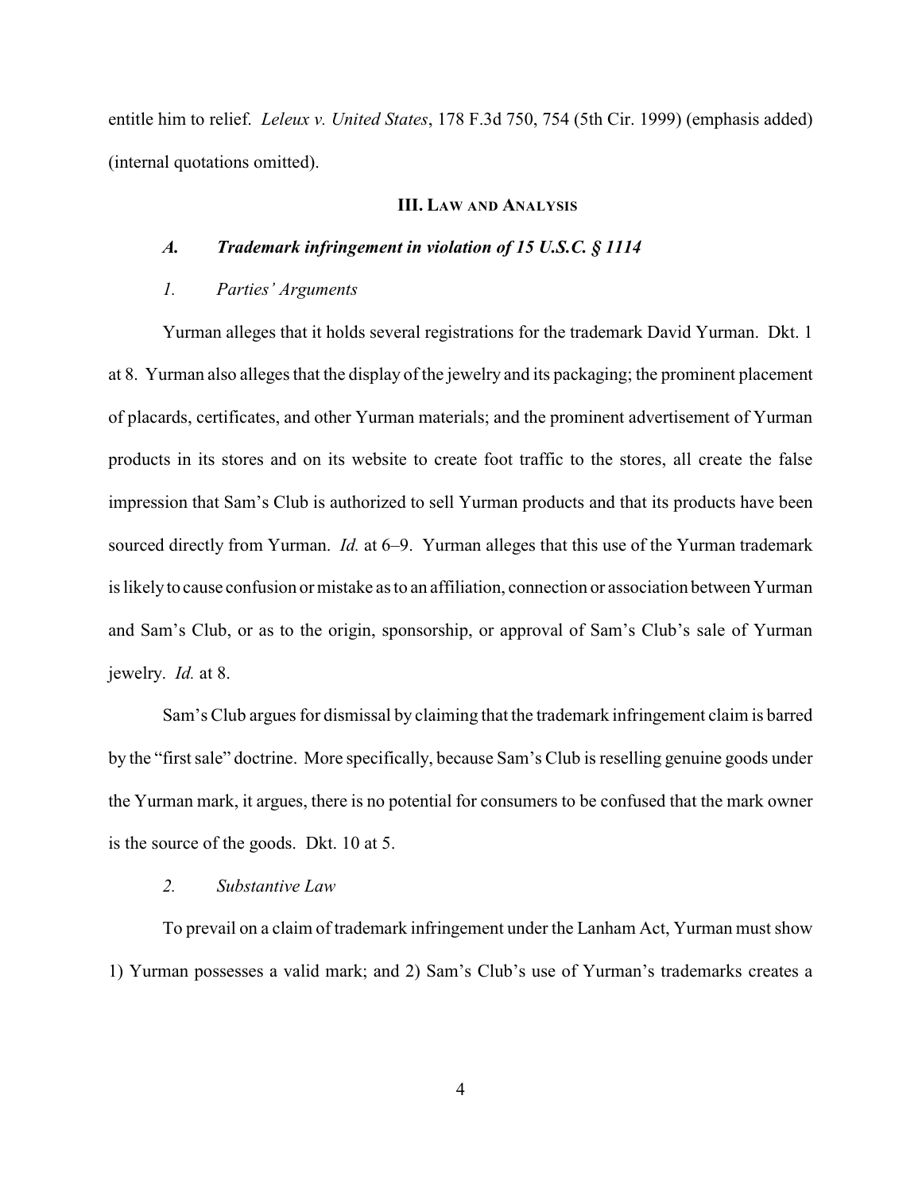entitle him to relief. *Leleux v. United States*, 178 F.3d 750, 754 (5th Cir. 1999) (emphasis added) (internal quotations omitted).

## III. LAW AND ANALYSIS

### *A. Trademark infringement in violation of 15 U.S.C. § 1114*

#### *1. Parties' Arguments*

Yurman alleges that it holds several registrations for the trademark David Yurman. Dkt. 1 at 8. Yurman also alleges that the display of the jewelry and its packaging; the prominent placement of placards, certificates, and other Yurman materials; and the prominent advertisement of Yurman products in its stores and on its website to create foot traffic to the stores, all create the false impression that Sam's Club is authorized to sell Yurman products and that its products have been sourced directly from Yurman. *Id.* at 6–9. Yurman alleges that this use of the Yurman trademark is likely to cause confusion or mistake as to an affiliation, connection or association between Yurman and Sam's Club, or as to the origin, sponsorship, or approval of Sam's Club's sale of Yurman jewelry. *Id.* at 8.

Sam's Club argues for dismissal by claiming that the trademark infringement claim is barred by the "first sale" doctrine. More specifically, because Sam's Club is reselling genuine goods under the Yurman mark, it argues, there is no potential for consumers to be confused that the mark owner is the source of the goods. Dkt. 10 at 5.

#### *2. Substantive Law*

To prevail on a claim of trademark infringement under the Lanham Act, Yurman must show 1) Yurman possesses a valid mark; and 2) Sam's Club's use of Yurman's trademarks creates a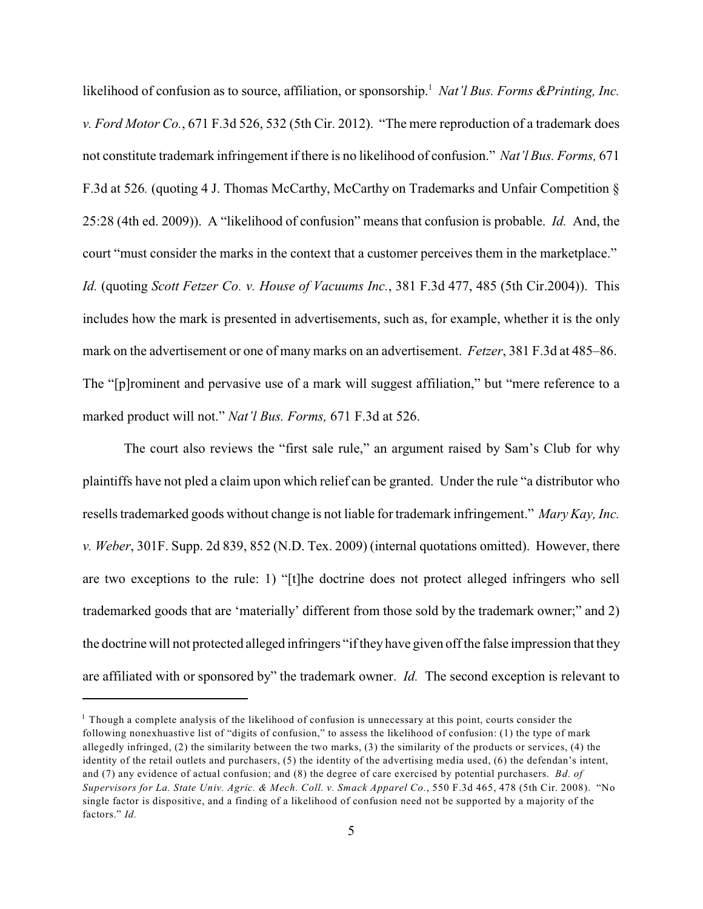likelihood of confusion as to source, affiliation, or sponsorship.[1] *Nat'l Bus. Forms &Printing, Inc. v. Ford Motor Co.*, 671 F.3d 526, 532 (5th Cir. 2012). "The mere reproduction of a trademark does not constitute trademark infringement if there is no likelihood of confusion." *Nat'l Bus. Forms,* 671 F.3d at 526*.* (quoting 4 J. Thomas McCarthy, McCarthy on Trademarks and Unfair Competition § 25:28 (4th ed. 2009)). A "likelihood of confusion" means that confusion is probable. *Id.* And, the court "must consider the marks in the context that a customer perceives them in the marketplace." *Id.* (quoting *Scott Fetzer Co. v. House of Vacuums Inc.*, 381 F.3d 477, 485 (5th Cir.2004)). This includes how the mark is presented in advertisements, such as, for example, whether it is the only mark on the advertisement or one of many marks on an advertisement. *Fetzer*, 381 F.3d at 485–86. The "[p]rominent and pervasive use of a mark will suggest affiliation," but "mere reference to a marked product will not." *Nat'l Bus. Forms,* 671 F.3d at 526.

The court also reviews the "first sale rule," an argument raised by Sam's Club for why plaintiffs have not pled a claim upon which relief can be granted. Under the rule "a distributor who resells trademarked goods without change is not liable for trademark infringement." *Mary Kay, Inc. v. Weber*, 301F. Supp. 2d 839, 852 (N.D. Tex. 2009) (internal quotations omitted). However, there are two exceptions to the rule: 1) "[t]he doctrine does not protect alleged infringers who sell trademarked goods that are 'materially' different from those sold by the trademark owner;" and 2) the doctrine will not protected alleged infringers "if they have given off the false impression that they are affiliated with or sponsored by" the trademark owner. *Id.* The second exception is relevant to

[1] Though a complete analysis of the likelihood of confusion is unnecessary at this point, courts consider the following nonexhuastive list of "digits of confusion," to assess the likelihood of confusion: (1) the type of mark allegedly infringed, (2) the similarity between the two marks, (3) the similarity of the products or services, (4) the identity of the retail outlets and purchasers, (5) the identity of the advertising media used, (6) the defendan's intent, and (7) any evidence of actual confusion; and (8) the degree of care exercised by potential purchasers. *Bd. of Supervisors for La. State Univ. Agric. & Mech. Coll. v. Smack Apparel Co.*, 550 F.3d 465, 478 (5th Cir. 2008). "No single factor is dispositive, and a finding of a likelihood of confusion need not be supported by a majority of the factors." *Id.*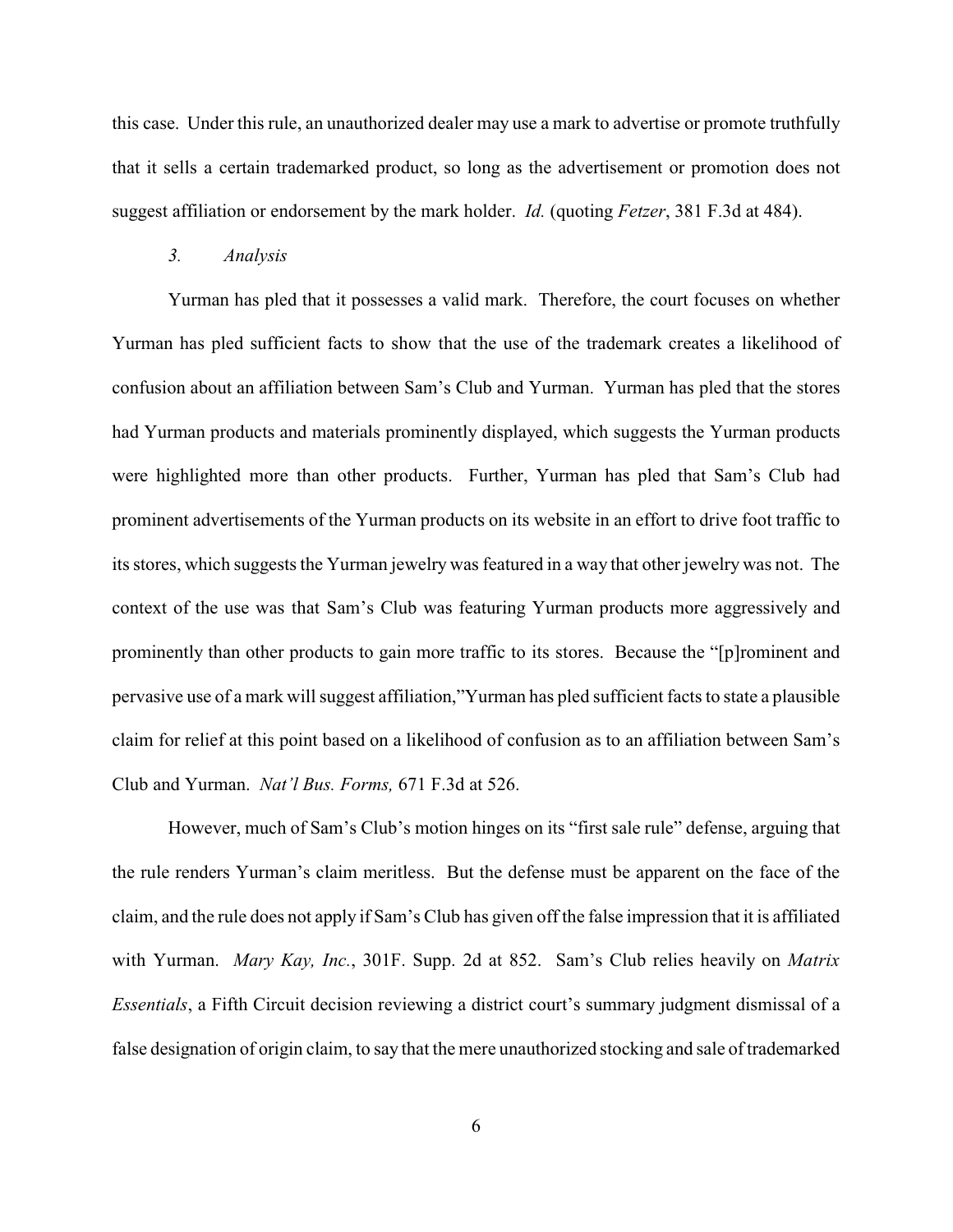this case. Under this rule, an unauthorized dealer may use a mark to advertise or promote truthfully that it sells a certain trademarked product, so long as the advertisement or promotion does not suggest affiliation or endorsement by the mark holder. *Id.* (quoting *Fetzer*, 381 F.3d at 484).

### *3. Analysis*

Yurman has pled that it possesses a valid mark. Therefore, the court focuses on whether Yurman has pled sufficient facts to show that the use of the trademark creates a likelihood of confusion about an affiliation between Sam's Club and Yurman. Yurman has pled that the stores had Yurman products and materials prominently displayed, which suggests the Yurman products were highlighted more than other products. Further, Yurman has pled that Sam's Club had prominent advertisements of the Yurman products on its website in an effort to drive foot traffic to its stores, which suggests the Yurman jewelry was featured in a way that other jewelry was not. The context of the use was that Sam's Club was featuring Yurman products more aggressively and prominently than other products to gain more traffic to its stores. Because the "[p]rominent and pervasive use of a mark will suggest affiliation,"Yurman has pled sufficient facts to state a plausible claim for relief at this point based on a likelihood of confusion as to an affiliation between Sam's Club and Yurman. *Nat'l Bus. Forms,* 671 F.3d at 526.

However, much of Sam's Club's motion hinges on its "first sale rule" defense, arguing that the rule renders Yurman's claim meritless. But the defense must be apparent on the face of the claim, and the rule does not apply if Sam's Club has given off the false impression that it is affiliated with Yurman. *Mary Kay, Inc.*, 301F. Supp. 2d at 852. Sam's Club relies heavily on *Matrix Essentials*, a Fifth Circuit decision reviewing a district court's summary judgment dismissal of a false designation of origin claim, to say that the mere unauthorized stocking and sale of trademarked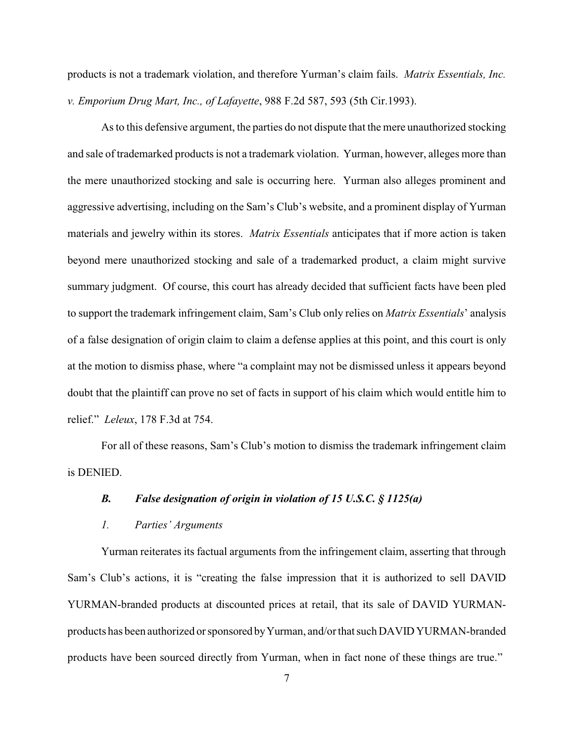products is not a trademark violation, and therefore Yurman's claim fails. *Matrix Essentials, Inc. v. Emporium Drug Mart, Inc., of Lafayette*, 988 F.2d 587, 593 (5th Cir.1993).

As to this defensive argument, the parties do not dispute that the mere unauthorized stocking and sale of trademarked products is not a trademark violation. Yurman, however, alleges more than the mere unauthorized stocking and sale is occurring here. Yurman also alleges prominent and aggressive advertising, including on the Sam's Club's website, and a prominent display of Yurman materials and jewelry within its stores. *Matrix Essentials* anticipates that if more action is taken beyond mere unauthorized stocking and sale of a trademarked product, a claim might survive summary judgment. Of course, this court has already decided that sufficient facts have been pled to support the trademark infringement claim, Sam's Club only relies on *Matrix Essentials*' analysis of a false designation of origin claim to claim a defense applies at this point, and this court is only at the motion to dismiss phase, where "a complaint may not be dismissed unless it appears beyond doubt that the plaintiff can prove no set of facts in support of his claim which would entitle him to relief." *Leleux*, 178 F.3d at 754.

For all of these reasons, Sam's Club's motion to dismiss the trademark infringement claim is DENIED.

### *B. False designation of origin in violation of 15 U.S.C. § 1125(a)*

#### *1. Parties' Arguments*

Yurman reiterates its factual arguments from the infringement claim, asserting that through Sam's Club's actions, it is "creating the false impression that it is authorized to sell DAVID YURMAN-branded products at discounted prices at retail, that its sale of DAVID YURMAN-products has been authorized or sponsored by Yurman, and/or that such DAVID YURMAN-branded products have been sourced directly from Yurman, when in fact none of these things are true."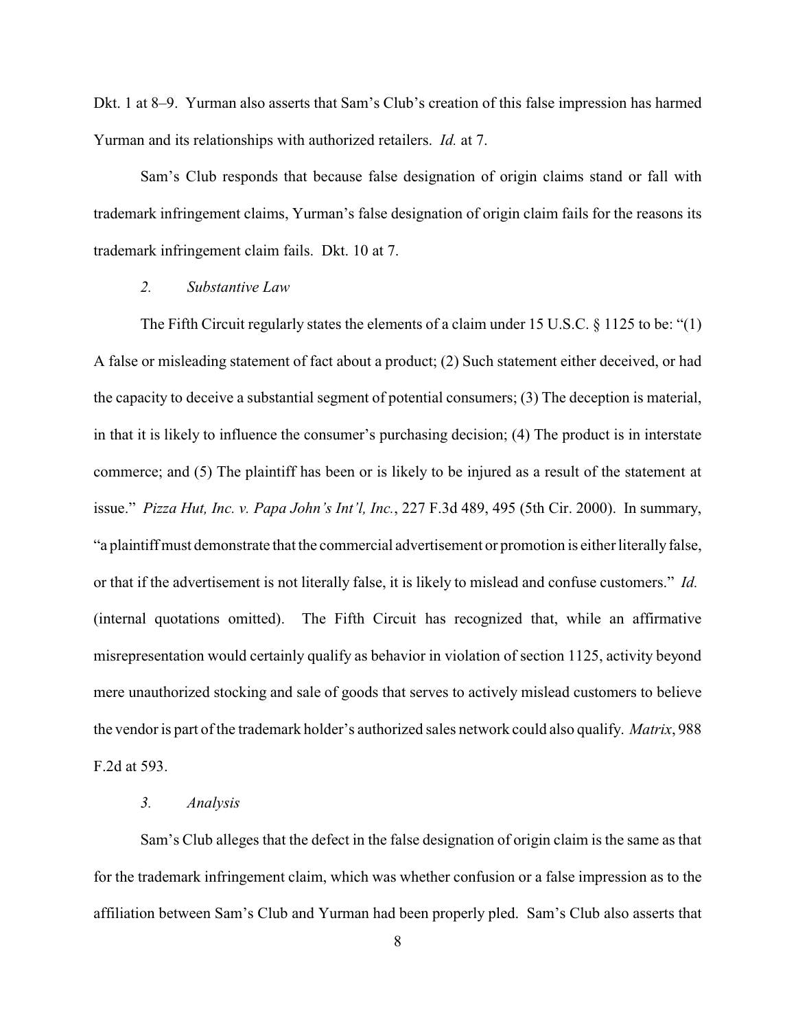Dkt. 1 at 8–9. Yurman also asserts that Sam's Club's creation of this false impression has harmed Yurman and its relationships with authorized retailers. *Id.* at 7.

Sam's Club responds that because false designation of origin claims stand or fall with trademark infringement claims, Yurman's false designation of origin claim fails for the reasons its trademark infringement claim fails. Dkt. 10 at 7.

### *2. Substantive Law*

The Fifth Circuit regularly states the elements of a claim under 15 U.S.C. § 1125 to be: "(1) A false or misleading statement of fact about a product; (2) Such statement either deceived, or had the capacity to deceive a substantial segment of potential consumers; (3) The deception is material, in that it is likely to influence the consumer's purchasing decision; (4) The product is in interstate commerce; and (5) The plaintiff has been or is likely to be injured as a result of the statement at issue." *Pizza Hut, Inc. v. Papa John's Int'l, Inc.*, 227 F.3d 489, 495 (5th Cir. 2000). In summary, "a plaintiff must demonstrate that the commercial advertisement or promotion is either literally false, or that if the advertisement is not literally false, it is likely to mislead and confuse customers." *Id.* (internal quotations omitted). The Fifth Circuit has recognized that, while an affirmative misrepresentation would certainly qualify as behavior in violation of section 1125, activity beyond mere unauthorized stocking and sale of goods that serves to actively mislead customers to believe the vendor is part of the trademark holder's authorized sales network could also qualify. *Matrix*, 988 F.2d at 593.

### *3. Analysis*

Sam's Club alleges that the defect in the false designation of origin claim is the same as that for the trademark infringement claim, which was whether confusion or a false impression as to the affiliation between Sam's Club and Yurman had been properly pled. Sam's Club also asserts that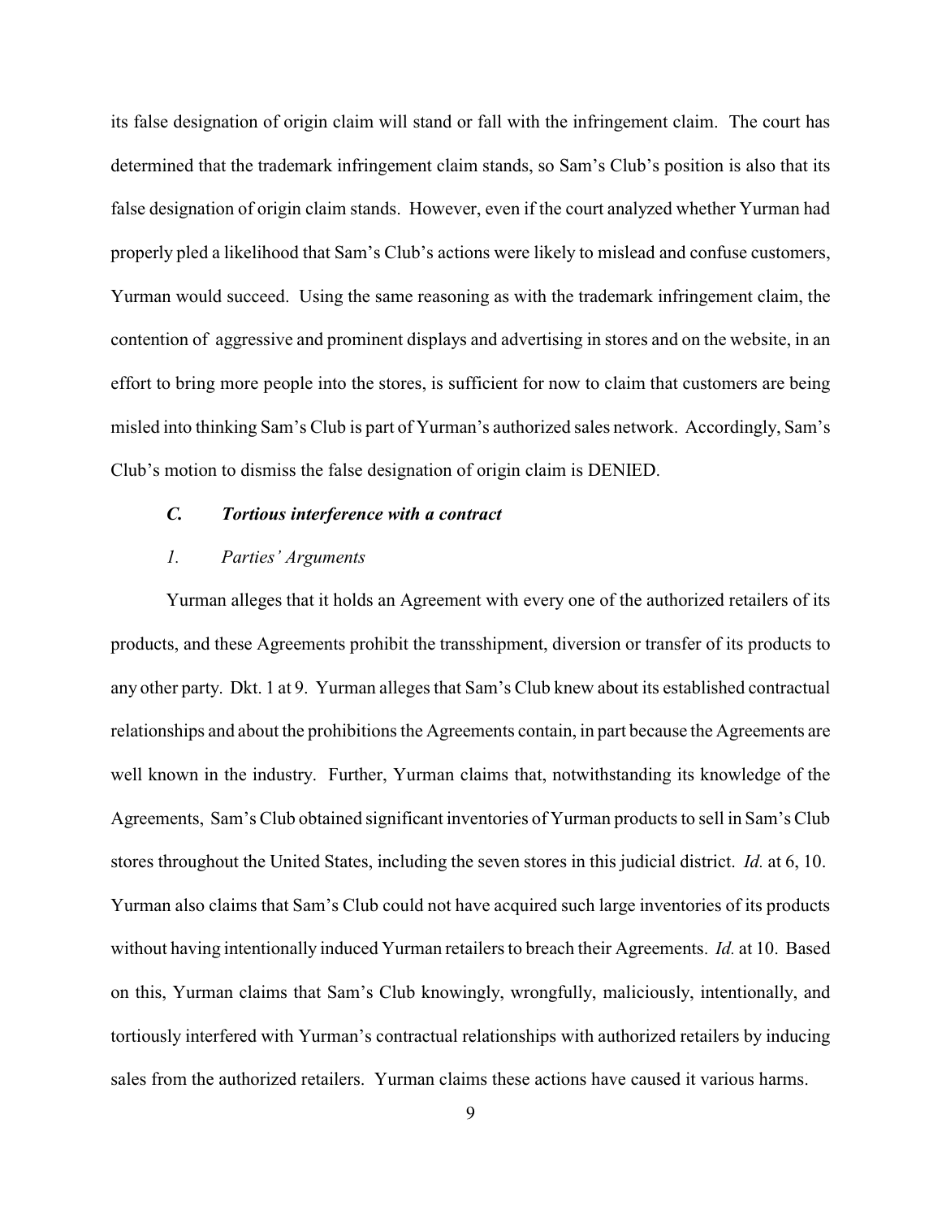its false designation of origin claim will stand or fall with the infringement claim. The court has determined that the trademark infringement claim stands, so Sam's Club's position is also that its false designation of origin claim stands. However, even if the court analyzed whether Yurman had properly pled a likelihood that Sam's Club's actions were likely to mislead and confuse customers, Yurman would succeed. Using the same reasoning as with the trademark infringement claim, the contention of aggressive and prominent displays and advertising in stores and on the website, in an effort to bring more people into the stores, is sufficient for now to claim that customers are being misled into thinking Sam's Club is part of Yurman's authorized sales network. Accordingly, Sam's Club's motion to dismiss the false designation of origin claim is DENIED.

### *C. Tortious interference with a contract*

#### *1. Parties' Arguments*

Yurman alleges that it holds an Agreement with every one of the authorized retailers of its products, and these Agreements prohibit the transshipment, diversion or transfer of its products to any other party. Dkt. 1 at 9. Yurman alleges that Sam's Club knew about its established contractual relationships and about the prohibitions the Agreements contain, in part because the Agreements are well known in the industry. Further, Yurman claims that, notwithstanding its knowledge of the Agreements, Sam's Club obtained significant inventories of Yurman products to sell in Sam's Club stores throughout the United States, including the seven stores in this judicial district. *Id.* at 6, 10. Yurman also claims that Sam's Club could not have acquired such large inventories of its products without having intentionally induced Yurman retailers to breach their Agreements. *Id.* at 10. Based on this, Yurman claims that Sam's Club knowingly, wrongfully, maliciously, intentionally, and tortiously interfered with Yurman's contractual relationships with authorized retailers by inducing sales from the authorized retailers. Yurman claims these actions have caused it various harms.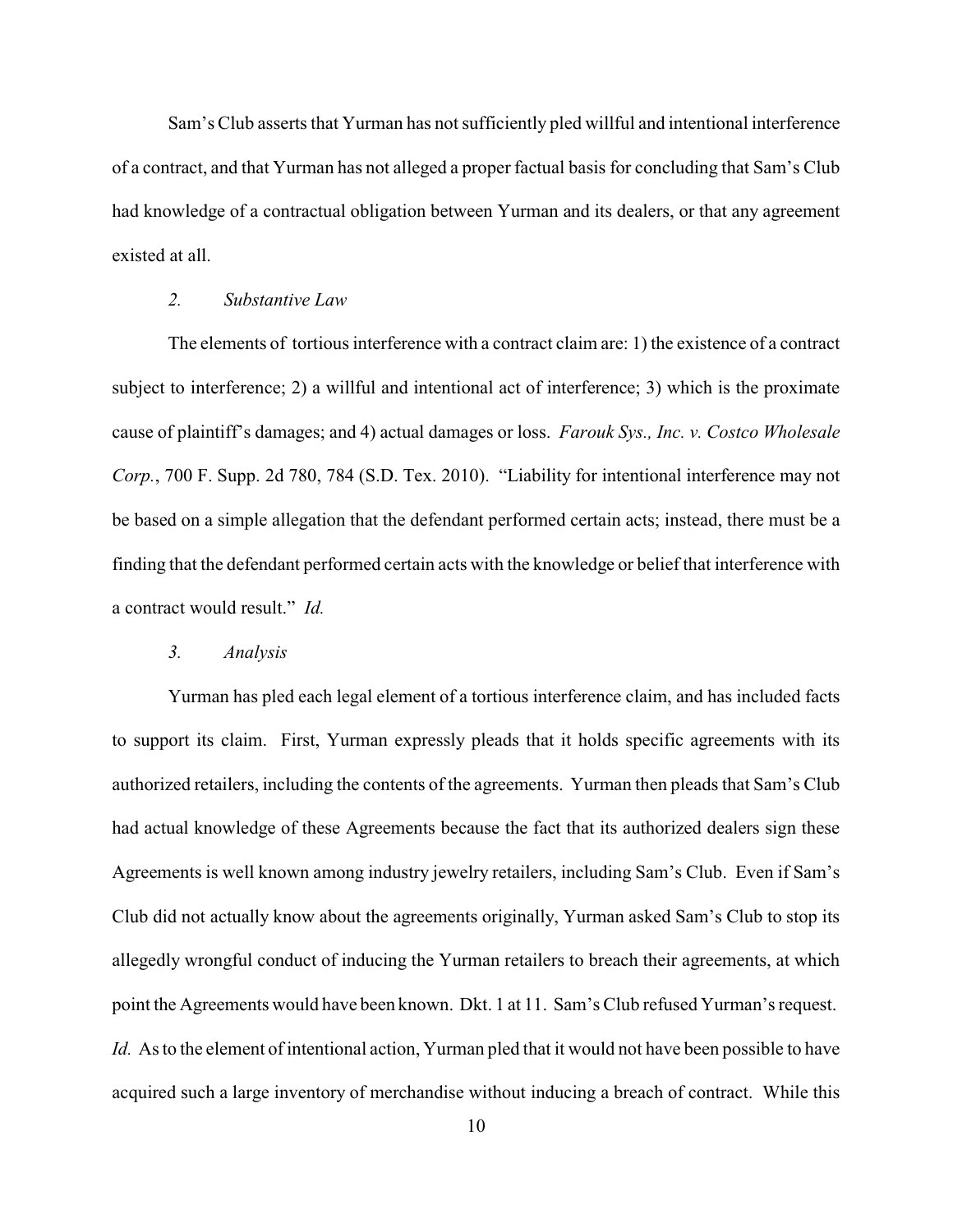Sam's Club asserts that Yurman has not sufficiently pled willful and intentional interference of a contract, and that Yurman has not alleged a proper factual basis for concluding that Sam's Club had knowledge of a contractual obligation between Yurman and its dealers, or that any agreement existed at all.

*2. Substantive Law*

The elements of tortious interference with a contract claim are: 1) the existence of a contract subject to interference; 2) a willful and intentional act of interference; 3) which is the proximate cause of plaintiff's damages; and 4) actual damages or loss. *Farouk Sys., Inc. v. Costco Wholesale Corp.*, 700 F. Supp. 2d 780, 784 (S.D. Tex. 2010). "Liability for intentional interference may not be based on a simple allegation that the defendant performed certain acts; instead, there must be a finding that the defendant performed certain acts with the knowledge or belief that interference with a contract would result." *Id.*

*3. Analysis*

Yurman has pled each legal element of a tortious interference claim, and has included facts to support its claim. First, Yurman expressly pleads that it holds specific agreements with its authorized retailers, including the contents of the agreements. Yurman then pleads that Sam's Club had actual knowledge of these Agreements because the fact that its authorized dealers sign these Agreements is well known among industry jewelry retailers, including Sam's Club. Even if Sam's Club did not actually know about the agreements originally, Yurman asked Sam's Club to stop its allegedly wrongful conduct of inducing the Yurman retailers to breach their agreements, at which point the Agreements would have been known. Dkt. 1 at 11. Sam's Club refused Yurman's request. *Id.* As to the element of intentional action, Yurman pled that it would not have been possible to have acquired such a large inventory of merchandise without inducing a breach of contract. While this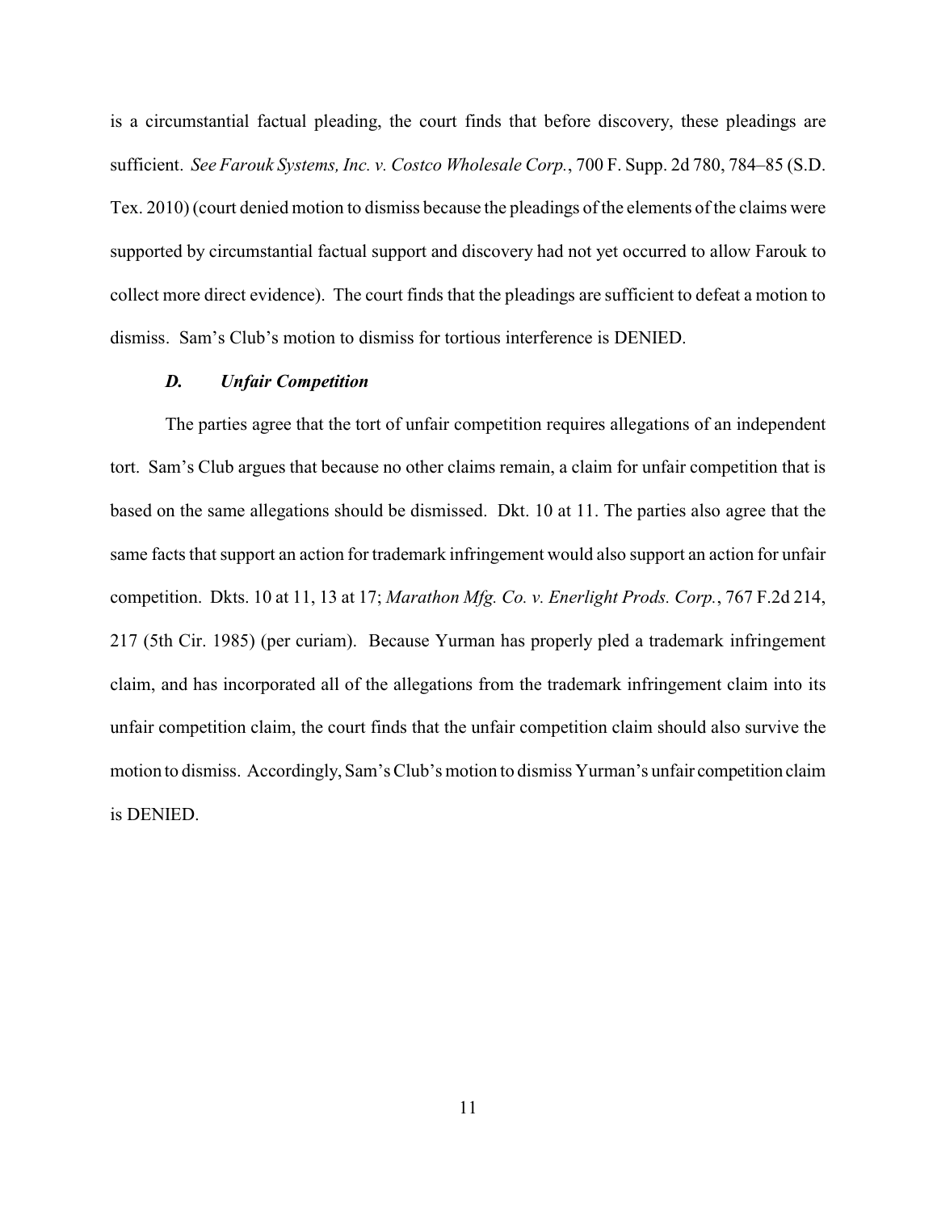is a circumstantial factual pleading, the court finds that before discovery, these pleadings are sufficient. *See Farouk Systems, Inc. v. Costco Wholesale Corp.*, 700 F. Supp. 2d 780, 784–85 (S.D. Tex. 2010) (court denied motion to dismiss because the pleadings of the elements of the claims were supported by circumstantial factual support and discovery had not yet occurred to allow Farouk to collect more direct evidence). The court finds that the pleadings are sufficient to defeat a motion to dismiss. Sam's Club's motion to dismiss for tortious interference is DENIED.

### *D. Unfair Competition*

The parties agree that the tort of unfair competition requires allegations of an independent tort. Sam's Club argues that because no other claims remain, a claim for unfair competition that is based on the same allegations should be dismissed. Dkt. 10 at 11. The parties also agree that the same facts that support an action for trademark infringement would also support an action for unfair competition. Dkts. 10 at 11, 13 at 17; *Marathon Mfg. Co. v. Enerlight Prods. Corp.*, 767 F.2d 214, 217 (5th Cir. 1985) (per curiam). Because Yurman has properly pled a trademark infringement claim, and has incorporated all of the allegations from the trademark infringement claim into its unfair competition claim, the court finds that the unfair competition claim should also survive the motion to dismiss. Accordingly, Sam's Club's motion to dismiss Yurman's unfair competition claim is DENIED.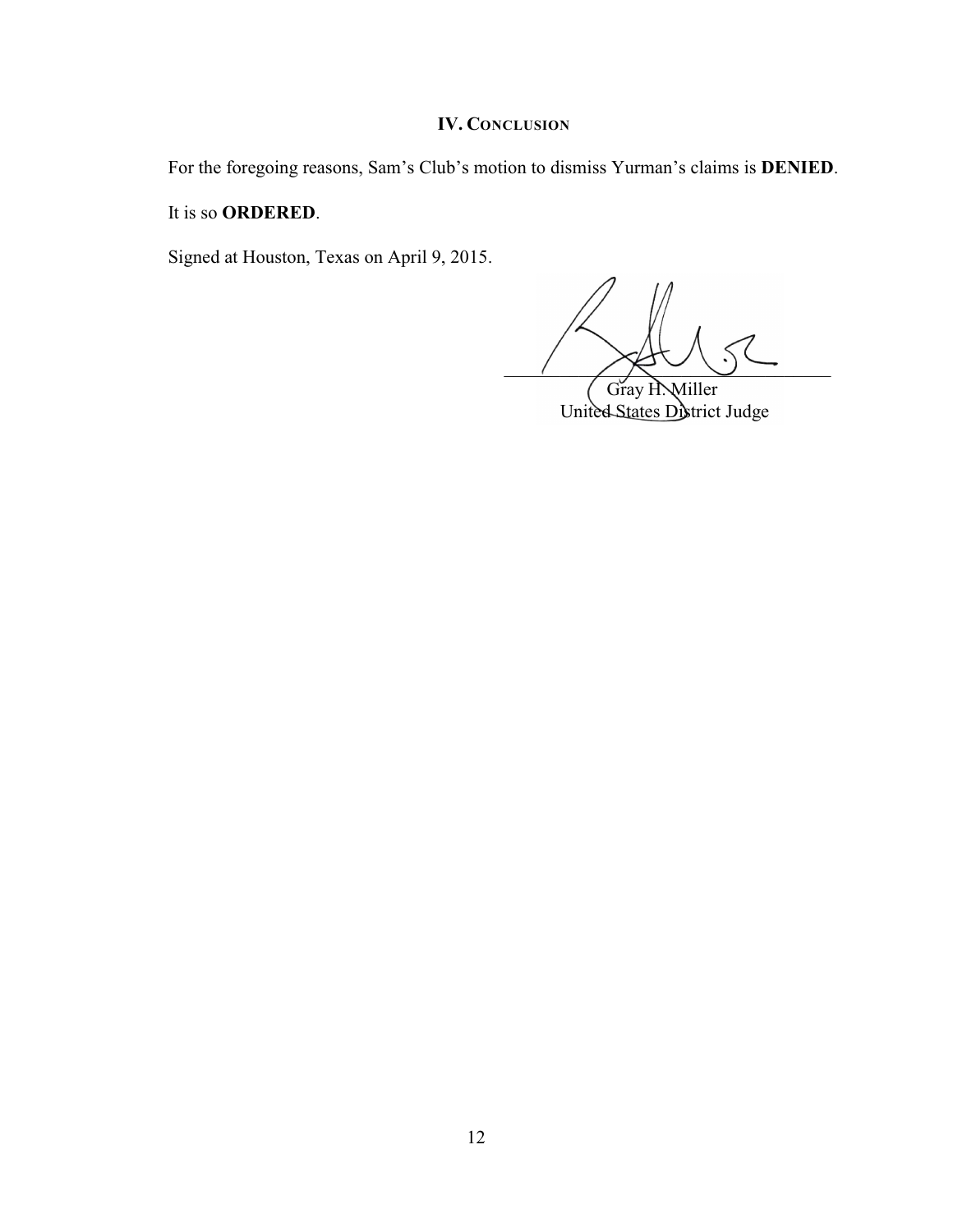## IV. CONCLUSION

For the foregoing reasons, Sam's Club's motion to dismiss Yurman's claims is **DENIED**.

It is so **ORDERED**.

Signed at Houston, Texas on April 9, 2015.

Gray H. Miller
United States District Judge